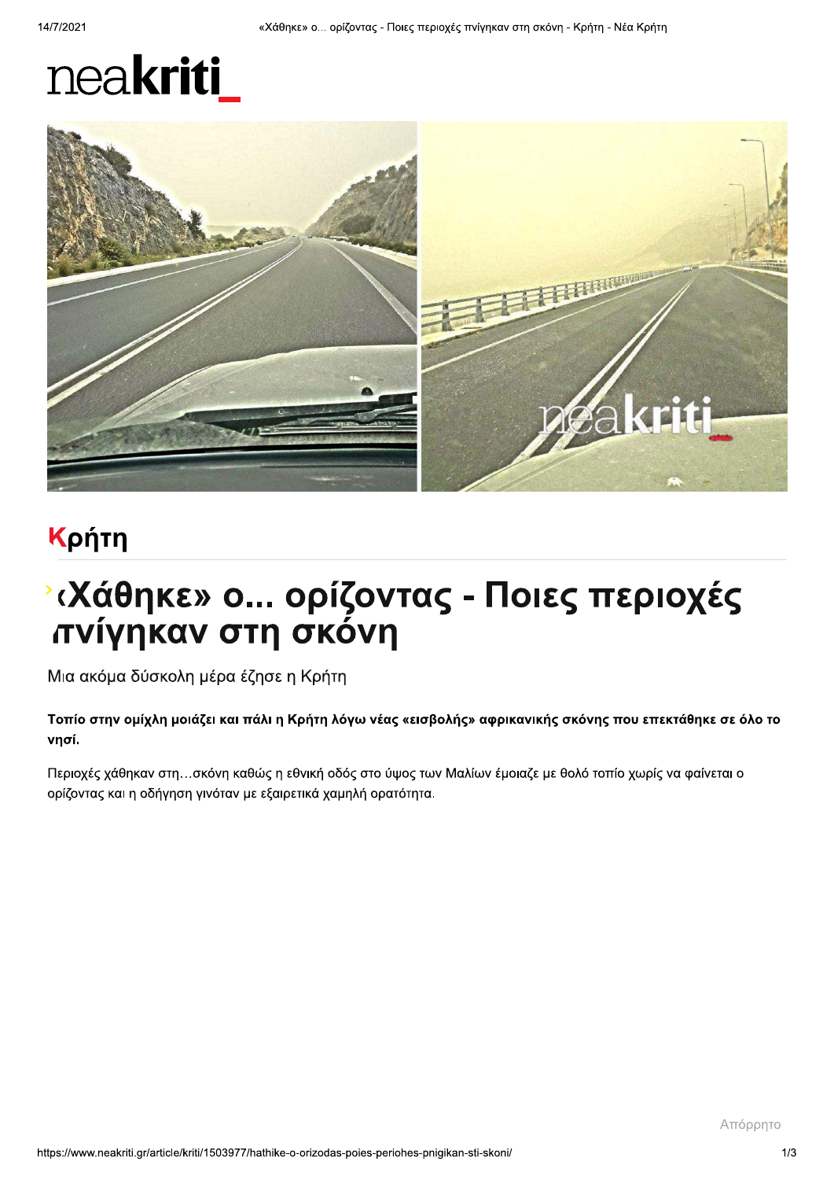neakriti

Κρήτη

# «Χάθηκε» ο... ορίζοντας - Ποιες περιοχές πνίγηκαν στη σκόνη

Μια ακόμα δύσκολη μέρα έζησε η Κρήτη

**Τοπίο στην ομίχλη μοιάζει και πάλι η Κρήτη λόγω νέας «εισβολής» αφρικανικής σκόνης που επεκτάθηκε σε όλο το νησί.**

Περιοχές χάθηκαν στη…σκόνη καθώς η εθνική οδός στο ύψος των Μαλίων έμοιαζε με θολό τοπίο χωρίς να φαίνεται ο ορίζοντας και η οδήγηση γινόταν με εξαιρετικά χαμηλή ορατότητα.

Απόρρητο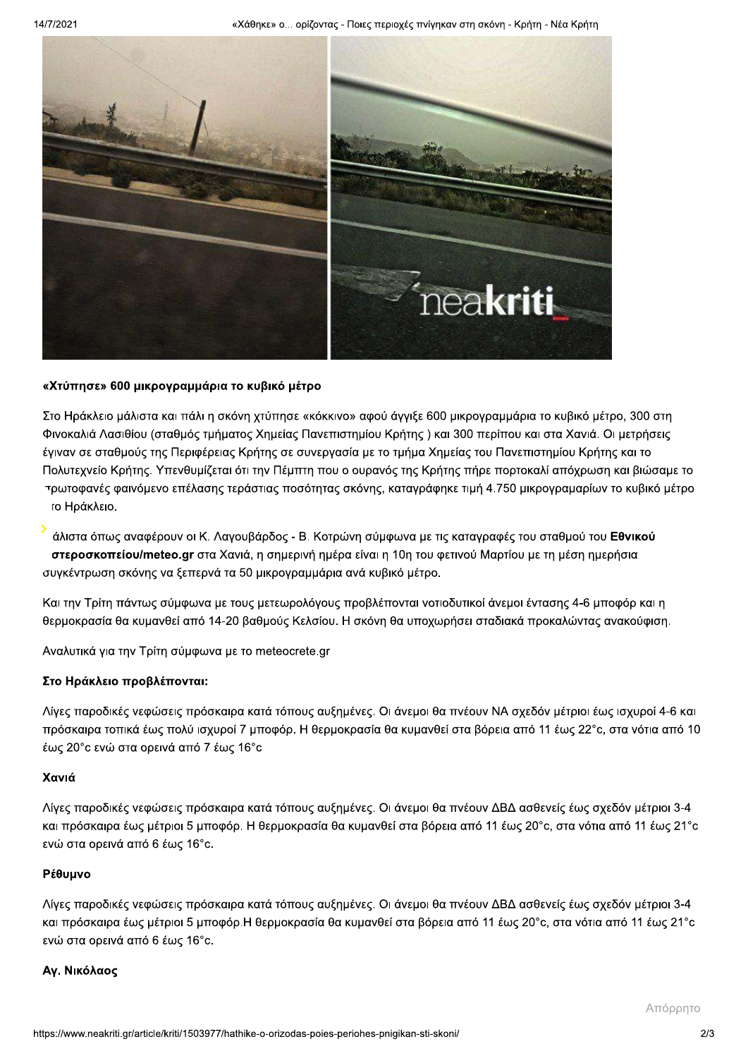**«Χτύπησε» 600 μικρογραμμάρια το κυβικό μέτρο**

Στο Ηράκλειο μάλιστα και πάλι η σκόνη χτύπησε «κόκκινο» αφού άγγιξε 600 μικρογραμμάρια το κυβικό μέτρο, 300 στη Φινοκαλιά Λασιθίου (σταθμός τμήματος Χημείας Πανεπιστημίου Κρήτης ) και 300 περίπου και στα Χανιά. Οι μετρήσεις έγιναν σε σταθμούς της Περιφέρειας Κρήτης σε συνεργασία με το τμήμα Χημείας του Πανεπιστημίου Κρήτης και το Πολυτεχνείο Κρήτης. Υπενθυμίζεται ότι την Πέμπτη που ο ουρανός της Κρήτης πήρε πορτοκαλί απόχρωση και βιώσαμε το πρωτοφανές φαινόμενο επέλασης τεράστιας ποσότητας σκόνης, καταγράφηκε τιμή 4.750 μικρογραμαρίων το κυβικό μέτρο το Ηράκλειο.

άλιστα όπως αναφέρουν οι Κ. Λαγουβάρδος - Β. Κοτρώνη σύμφωνα με τις καταγραφές του σταθμού του **Εθνικού στεροσκοπείου/meteo.gr** στα Χανιά, η σημερινή ημέρα είναι η 10η του φετινού Μαρτίου με τη μέση ημερήσια συγκέντρωση σκόνης να ξεπερνά τα 50 μικρογραμμάρια ανά κυβικό μέτρο.

Και την Τρίτη πάντως σύμφωνα με τους μετεωρολόγους προβλέπονται νοτιοδυτικοί άνεμοι έντασης 4-6 μποφόρ και η θερμοκρασία θα κυμανθεί από 14-20 βαθμούς Κελσίου. Η σκόνη θα υποχωρήσει σταδιακά προκαλώντας ανακούφιση.

Αναλυτικά για την Τρίτη σύμφωνα με το meteocrete.gr

**Στο Ηράκλειο προβλέπονται:**

Λίγες παροδικές νεφώσεις πρόσκαιρα κατά τόπους αυξημένες. Οι άνεμοι θα πνέουν ΝΑ σχεδόν μέτριοι έως ισχυροί 4-6 και πρόσκαιρα τοπικά έως πολύ ισχυροί 7 μποφόρ. Η θερμοκρασία θα κυμανθεί στα βόρεια από 11 έως 22°c, στα νότια από 10 έως 20°c ενώ στα ορεινά από 7 έως 16°c

**Χανιά**

Λίγες παροδικές νεφώσεις πρόσκαιρα κατά τόπους αυξημένες. Οι άνεμοι θα πνέουν ΔΒΔ ασθενείς έως σχεδόν μέτριοι 3-4 και πρόσκαιρα έως μέτριοι 5 μποφόρ. Η θερμοκρασία θα κυμανθεί στα βόρεια από 11 έως 20°c, στα νότια από 11 έως 21°c ενώ στα ορεινά από 6 έως 16°c.

**Ρέθυμνο**

Λίγες παροδικές νεφώσεις πρόσκαιρα κατά τόπους αυξημένες. Οι άνεμοι θα πνέουν ΔΒΔ ασθενείς έως σχεδόν μέτριοι 3-4 και πρόσκαιρα έως μέτριοι 5 μποφόρ.Η θερμοκρασία θα κυμανθεί στα βόρεια από 11 έως 20°c, στα νότια από 11 έως 21°c ενώ στα ορεινά από 6 έως 16°c.

**Αγ. Νικόλαος**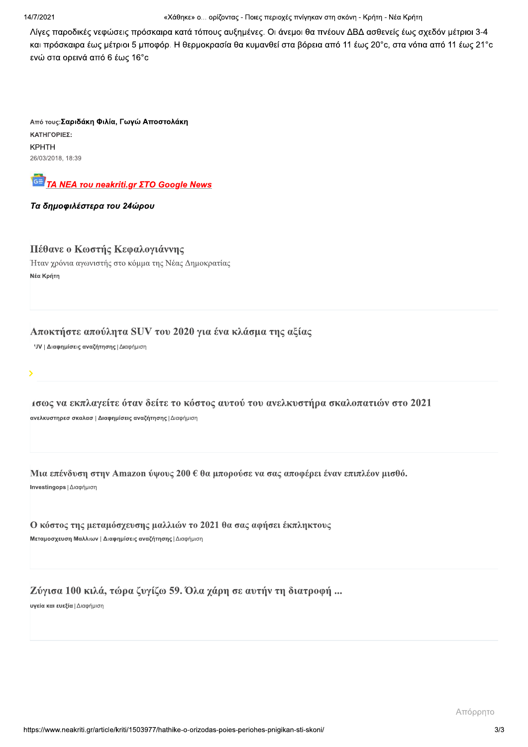Λίγες παροδικές νεφώσεις πρόσκαιρα κατά τόπους αυξημένες. Οι άνεμοι θα πνέουν ΔΒΔ ασθενείς έως σχεδόν μέτριοι 3-4 και πρόσκαιρα έως μέτριοι 5 μποφόρ. Η θερμοκρασία θα κυμανθεί στα βόρεια από 11 έως 20°c, στα νότια από 11 έως 21°c ενώ στα ορεινά από 6 έως 16°c

Από τους:**Σαριδάκη Φιλία, Γωγώ Αποστολάκη**

**ΚΑΤΗΓΟΡΙΕΣ:**

ΚΡΗΤΗ

26/03/2018, 18:39

***ΤΑ ΝΕΑ του neakriti.gr ΣΤΟ Google News***

***Τα δημοφιλέστερα του 24ώρου***

## Πέθανε ο Κωστής Κεφαλογιάννης

Ήταν χρόνια αγωνιστής στο κόμμα της Νέας Δημοκρατίας

**Νέα Κρήτη**

## Αποκτήστε απούλητα SUV του 2020 για ένα κλάσμα της αξίας

**'JV | Διαφημίσεις αναζήτησης** | Διαφήμιση

## ισως να εκπλαγείτε όταν δείτε το κόστος αυτού του ανελκυστήρα σκαλοπατιών στο 2021

**ανελκυστηρεσ σκαλασ | Διαφημίσεις αναζήτησης** | Διαφήμιση

## Μια επένδυση στην Amazon ύψους 200 € θα μπορούσε να σας αποφέρει έναν επιπλέον μισθό.

**Investingops** | Διαφήμιση

## Ο κόστος της μεταμόσχευσης μαλλιών το 2021 θα σας αφήσει έκπληκτους

**Μεταμοσχευση Μαλλιων | Διαφημίσεις αναζήτησης** | Διαφήμιση

## Ζύγισα 100 κιλά, τώρα ζυγίζω 59. Όλα χάρη σε αυτήν τη διατροφή ...

**υγεία και ευεξία** | Διαφήμιση

Απόρρητο